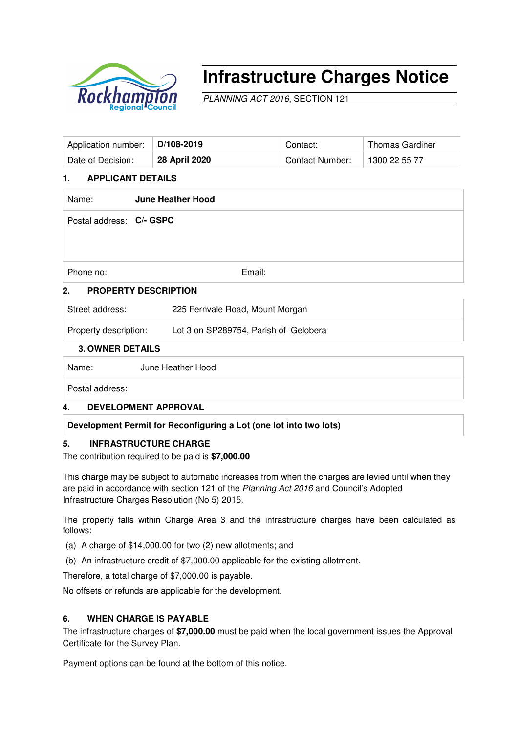# Infrastructure Charges Notice

*PLANNING ACT 2016*, SECTION 121

| Application number: | **D/108-2019** | Contact: | Thomas Gardiner |
|---|---|---|---|
| Date of Decision: | **28 April 2020** | Contact Number: | 1300 22 55 77 |

## 1. APPLICANT DETAILS

| Name: | **June Heather Hood** |
|---|---|
| Postal address: | **C/- GSPC** |
| Phone no: | Email: |

## 2. PROPERTY DESCRIPTION

| Street address: | 225 Fernvale Road, Mount Morgan |
|---|---|
| Property description: | Lot 3 on SP289754, Parish of Gelobera |

## 3. OWNER DETAILS

| Name: | June Heather Hood |
|---|---|
| Postal address: | |

## 4. DEVELOPMENT APPROVAL

**Development Permit for Reconfiguring a Lot (one lot into two lots)**

## 5. INFRASTRUCTURE CHARGE

The contribution required to be paid is **$7,000.00**

This charge may be subject to automatic increases from when the charges are levied until when they are paid in accordance with section 121 of the *Planning Act 2016* and Council's Adopted Infrastructure Charges Resolution (No 5) 2015.

The property falls within Charge Area 3 and the infrastructure charges have been calculated as follows:

(a) A charge of $14,000.00 for two (2) new allotments; and

(b) An infrastructure credit of $7,000.00 applicable for the existing allotment.

Therefore, a total charge of $7,000.00 is payable.

No offsets or refunds are applicable for the development.

## 6. WHEN CHARGE IS PAYABLE

The infrastructure charges of **$7,000.00** must be paid when the local government issues the Approval Certificate for the Survey Plan.

Payment options can be found at the bottom of this notice.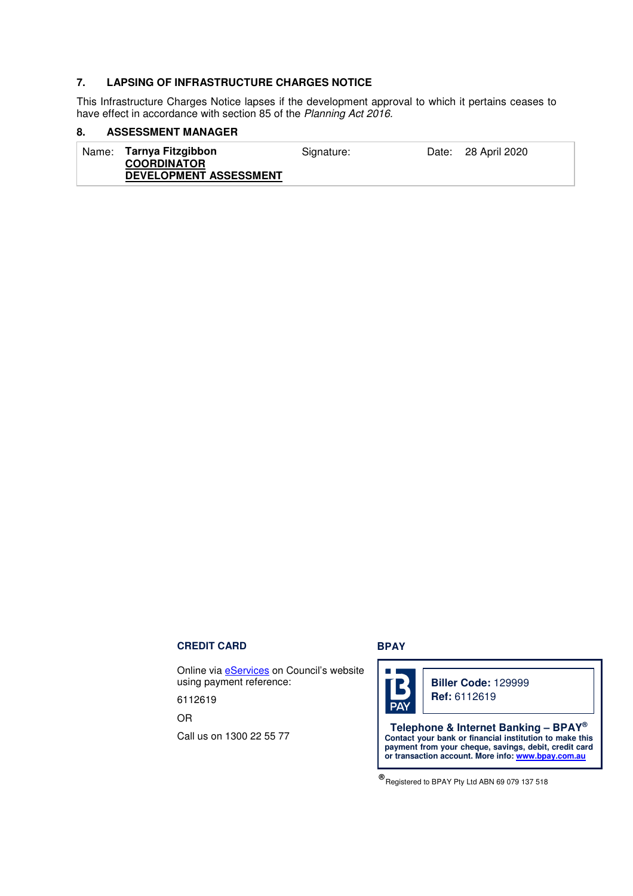## 7. LAPSING OF INFRASTRUCTURE CHARGES NOTICE

This Infrastructure Charges Notice lapses if the development approval to which it pertains ceases to have effect in accordance with section 85 of the *Planning Act 2016.*

## 8. ASSESSMENT MANAGER

| | | | | | |
|---|---|---|---|---|---|
| Name: | **Tarnya Fitzgibbon**<br>**COORDINATOR**<br>**DEVELOPMENT ASSESSMENT** | Signature: | | Date: | 28 April 2020 |

**CREDIT CARD**

Online via eServices on Council's website using payment reference:

6112619

OR

Call us on 1300 22 55 77

**BPAY**

**Biller Code:** 129999
**Ref:** 6112619

**Telephone & Internet Banking – BPAY®**
**Contact your bank or financial institution to make this payment from your cheque, savings, debit, credit card or transaction account. More info: www.bpay.com.au**

® Registered to BPAY Pty Ltd ABN 69 079 137 518